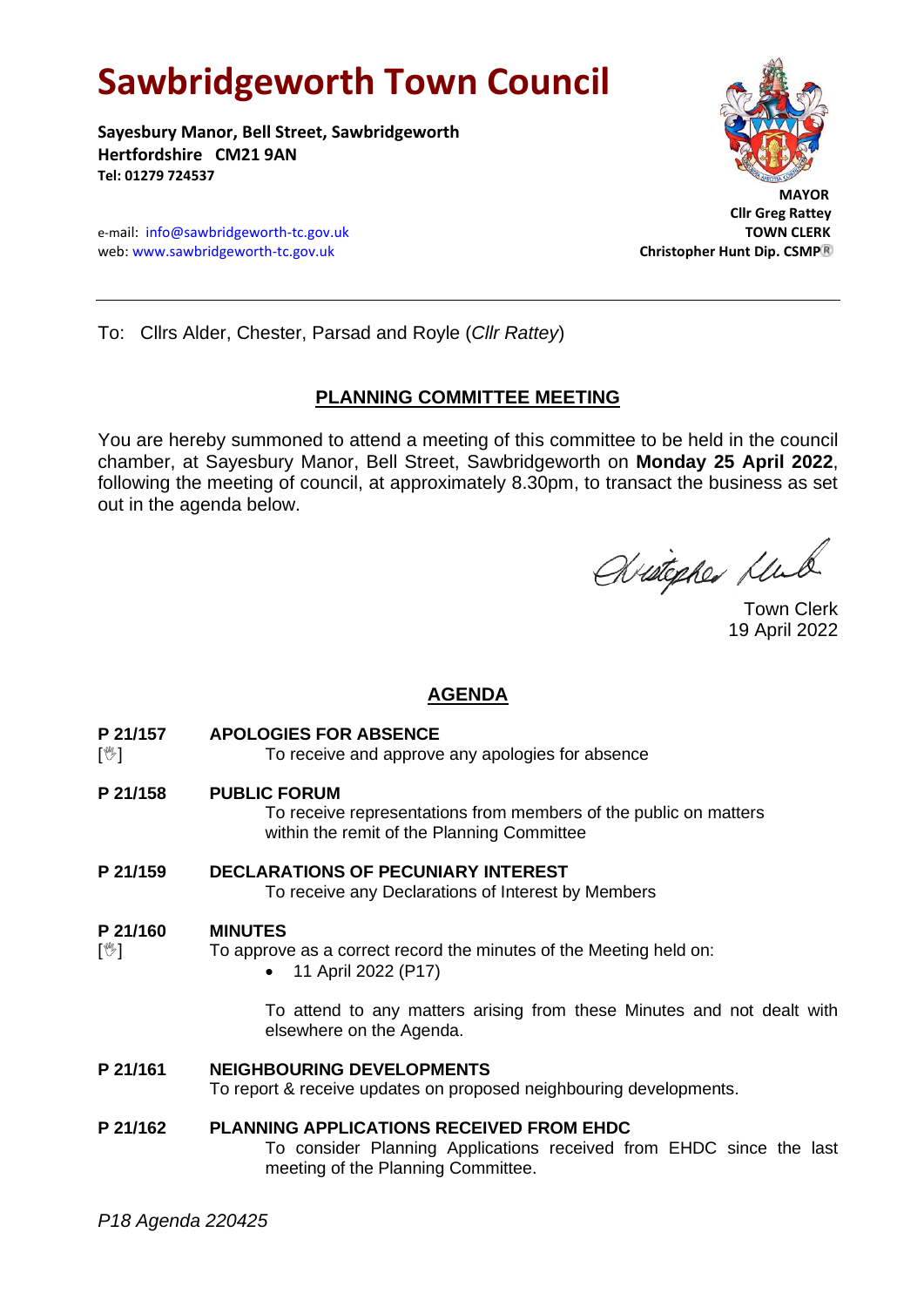# Sawbridgeworth Town Council

**Sayesbury Manor, Bell Street, Sawbridgeworth**
**Hertfordshire CM21 9AN**
**Tel: 01279 724537**

e-mail: info@sawbridgeworth-tc.gov.uk
web: www.sawbridgeworth-tc.gov.uk

**MAYOR**
**Cllr Greg Rattey**
**TOWN CLERK**
**Christopher Hunt Dip. CSMP®**

---

To: Cllrs Alder, Chester, Parsad and Royle (*Cllr Rattey*)

## PLANNING COMMITTEE MEETING

You are hereby summoned to attend a meeting of this committee to be held in the council chamber, at Sayesbury Manor, Bell Street, Sawbridgeworth on **Monday 25 April 2022**, following the meeting of council, at approximately 8.30pm, to transact the business as set out in the agenda below.

Town Clerk
19 April 2022

## AGENDA

**P 21/157** [✋] **APOLOGIES FOR ABSENCE**
To receive and approve any apologies for absence

**P 21/158** **PUBLIC FORUM**
To receive representations from members of the public on matters within the remit of the Planning Committee

**P 21/159** **DECLARATIONS OF PECUNIARY INTEREST**
To receive any Declarations of Interest by Members

**P 21/160** [✋] **MINUTES**
To approve as a correct record the minutes of the Meeting held on:

- 11 April 2022 (P17)

To attend to any matters arising from these Minutes and not dealt with elsewhere on the Agenda.

**P 21/161** **NEIGHBOURING DEVELOPMENTS**
To report & receive updates on proposed neighbouring developments.

**P 21/162** **PLANNING APPLICATIONS RECEIVED FROM EHDC**
To consider Planning Applications received from EHDC since the last meeting of the Planning Committee.

*P18 Agenda 220425*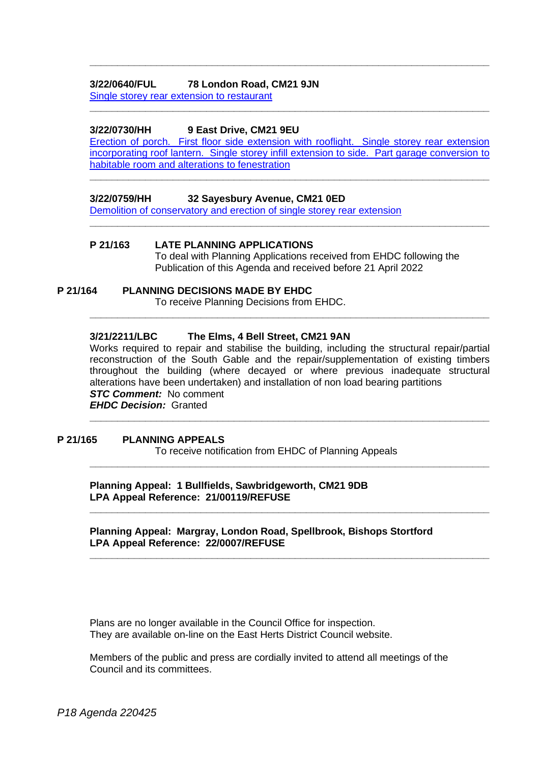---

**3/22/0640/FUL 78 London Road, CM21 9JN**

Single storey rear extension to restaurant

---

**3/22/0730/HH 9 East Drive, CM21 9EU**

Erection of porch. First floor side extension with rooflight. Single storey rear extension incorporating roof lantern. Single storey infill extension to side. Part garage conversion to habitable room and alterations to fenestration

---

**3/22/0759/HH 32 Sayesbury Avenue, CM21 0ED**

Demolition of conservatory and erection of single storey rear extension

---

**P 21/163 LATE PLANNING APPLICATIONS**

To deal with Planning Applications received from EHDC following the Publication of this Agenda and received before 21 April 2022

**P 21/164 PLANNING DECISIONS MADE BY EHDC**

To receive Planning Decisions from EHDC.

---

**3/21/2211/LBC The Elms, 4 Bell Street, CM21 9AN**

Works required to repair and stabilise the building, including the structural repair/partial reconstruction of the South Gable and the repair/supplementation of existing timbers throughout the building (where decayed or where previous inadequate structural alterations have been undertaken) and installation of non load bearing partitions

***STC Comment:*** No comment

***EHDC Decision:*** Granted

---

**P 21/165 PLANNING APPEALS**

To receive notification from EHDC of Planning Appeals

---

**Planning Appeal: 1 Bullfields, Sawbridgeworth, CM21 9DB**
**LPA Appeal Reference: 21/00119/REFUSE**

---

**Planning Appeal: Margray, London Road, Spellbrook, Bishops Stortford**
**LPA Appeal Reference: 22/0007/REFUSE**

---

Plans are no longer available in the Council Office for inspection.
They are available on-line on the East Herts District Council website.

Members of the public and press are cordially invited to attend all meetings of the Council and its committees.

*P18 Agenda 220425*